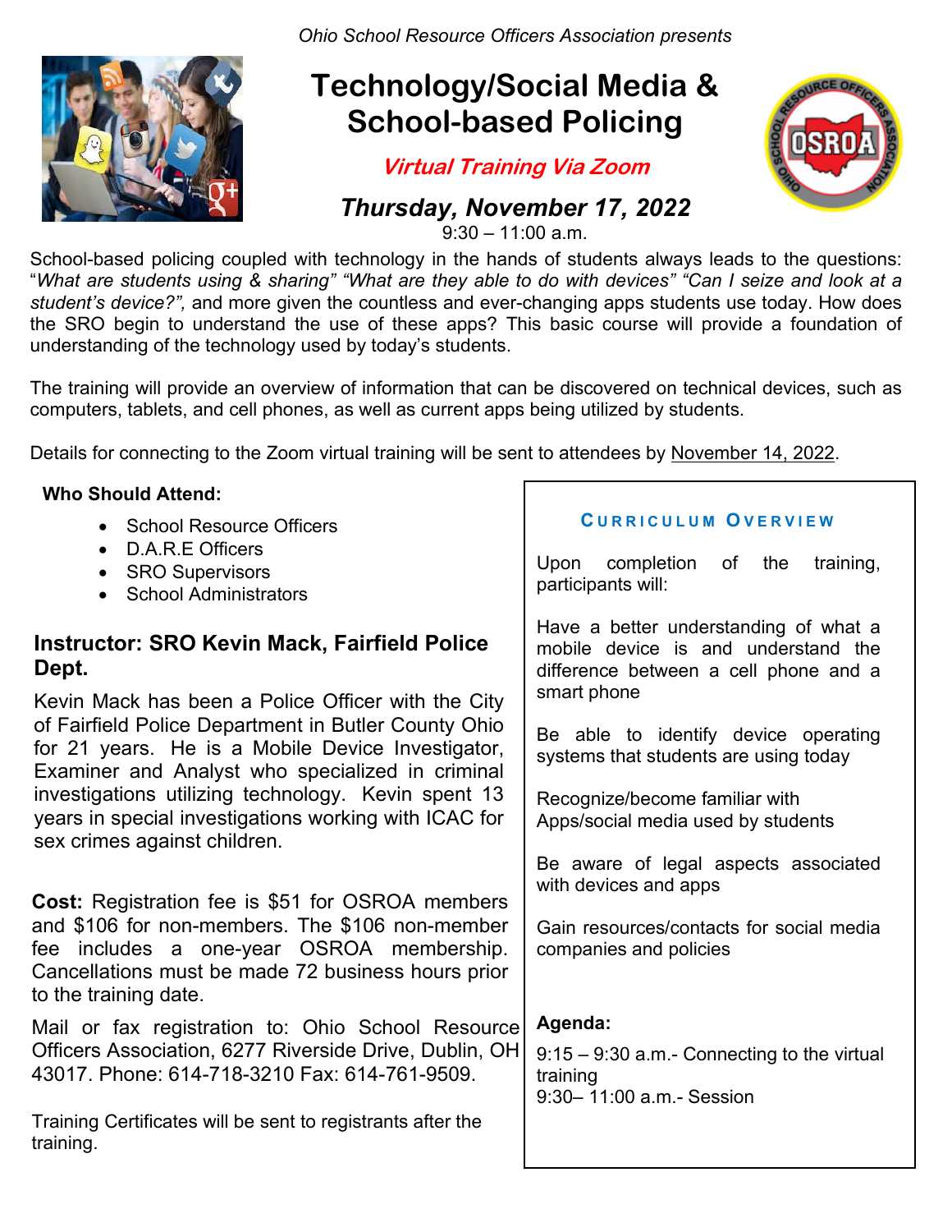*Ohio School Resource Officers Association presents*

# Technology/Social Media & School-based Policing

***Virtual Training Via Zoom***

***Thursday, November 17, 2022***

9:30 – 11:00 a.m.

School-based policing coupled with technology in the hands of students always leads to the questions: "*What are students using & sharing" "What are they able to do with devices" "Can I seize and look at a student's device?",* and more given the countless and ever-changing apps students use today. How does the SRO begin to understand the use of these apps? This basic course will provide a foundation of understanding of the technology used by today's students.

The training will provide an overview of information that can be discovered on technical devices, such as computers, tablets, and cell phones, as well as current apps being utilized by students.

Details for connecting to the Zoom virtual training will be sent to attendees by November 14, 2022.

**Who Should Attend:**

- School Resource Officers
- D.A.R.E Officers
- SRO Supervisors
- School Administrators

## Instructor: SRO Kevin Mack, Fairfield Police Dept.

Kevin Mack has been a Police Officer with the City of Fairfield Police Department in Butler County Ohio for 21 years. He is a Mobile Device Investigator, Examiner and Analyst who specialized in criminal investigations utilizing technology. Kevin spent 13 years in special investigations working with ICAC for sex crimes against children.

**Cost:** Registration fee is $51 for OSROA members and $106 for non-members. The $106 non-member fee includes a one-year OSROA membership. Cancellations must be made 72 business hours prior to the training date.

Mail or fax registration to: Ohio School Resource Officers Association, 6277 Riverside Drive, Dublin, OH 43017. Phone: 614-718-3210 Fax: 614-761-9509.

Training Certificates will be sent to registrants after the training.

### Curriculum Overview

Upon completion of the training, participants will:

Have a better understanding of what a mobile device is and understand the difference between a cell phone and a smart phone

Be able to identify device operating systems that students are using today

Recognize/become familiar with Apps/social media used by students

Be aware of legal aspects associated with devices and apps

Gain resources/contacts for social media companies and policies

**Agenda:**

9:15 – 9:30 a.m.- Connecting to the virtual training
9:30– 11:00 a.m.- Session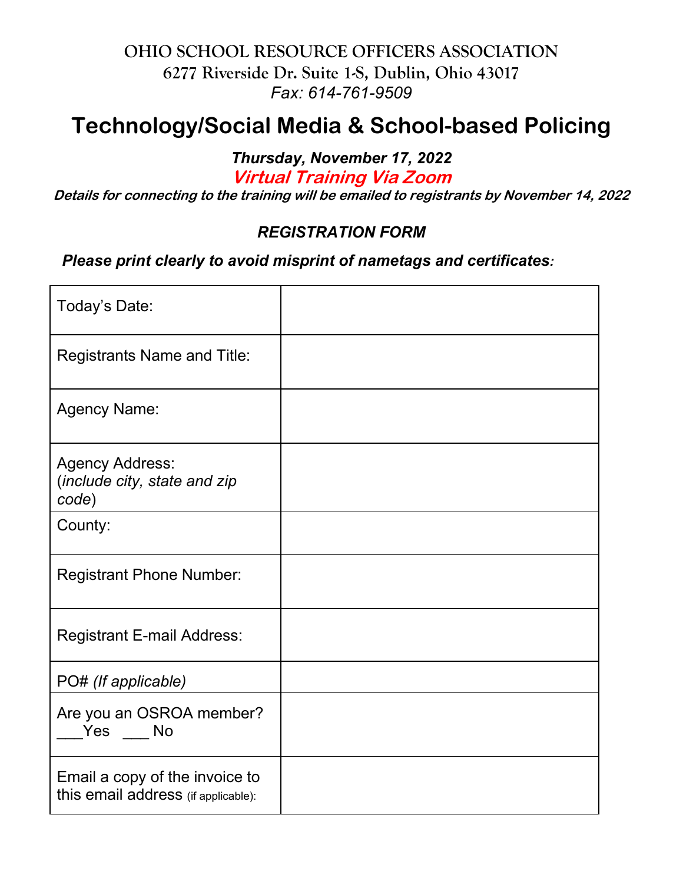**OHIO SCHOOL RESOURCE OFFICERS ASSOCIATION**
**6277 Riverside Dr. Suite 1-S, Dublin, Ohio 43017**
*Fax: 614-761-9509*

# Technology/Social Media & School-based Policing

***Thursday, November 17, 2022***
***Virtual Training Via Zoom***
***Details for connecting to the training will be emailed to registrants by November 14, 2022***

## *REGISTRATION FORM*

***Please print clearly to avoid misprint of nametags and certificates:***

| | |
|---|---|
| Today's Date: | |
| Registrants Name and Title: | |
| Agency Name: | |
| Agency Address: (*include city, state and zip code*) | |
| County: | |
| Registrant Phone Number: | |
| Registrant E-mail Address: | |
| PO# *(If applicable)* | |
| Are you an OSROA member? ___Yes ___ No | |
| Email a copy of the invoice to this email address (if applicable): | |